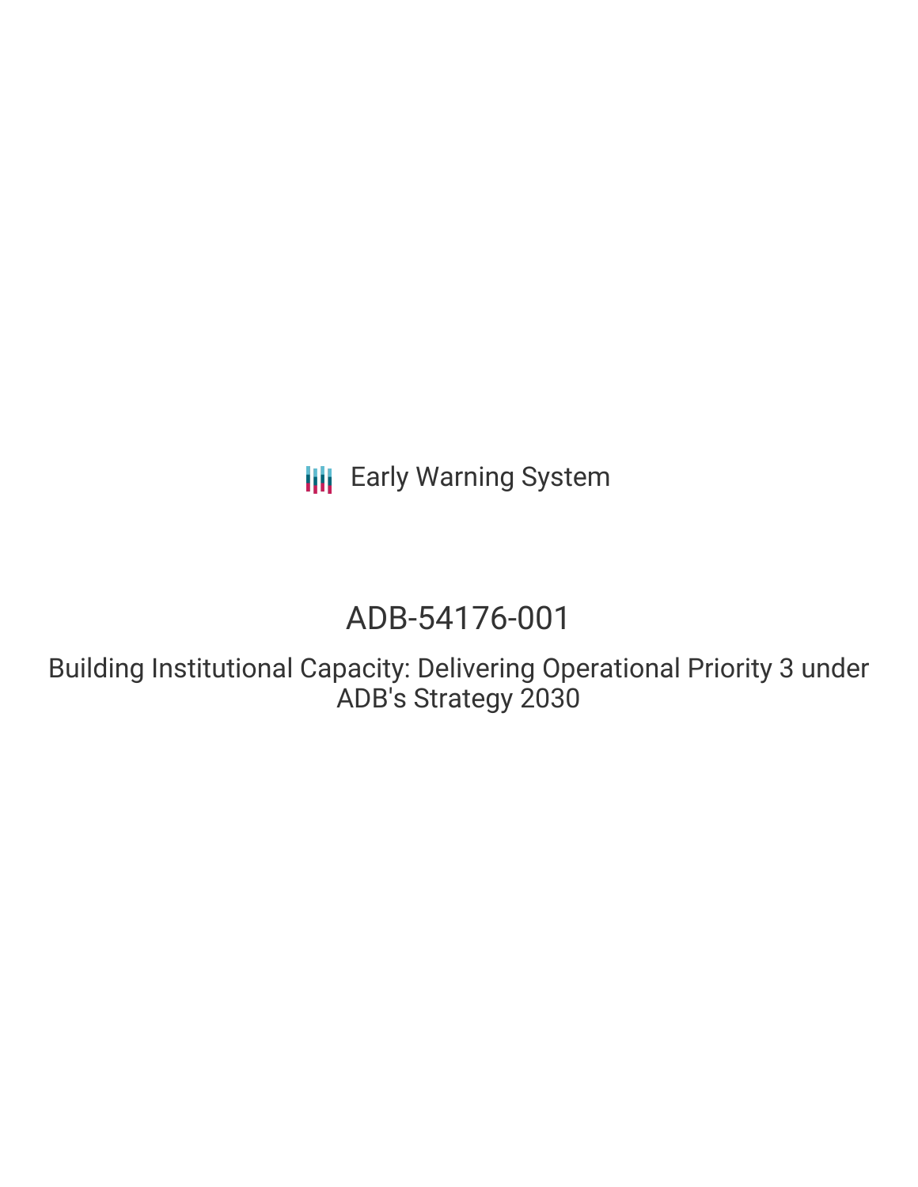Early Warning System

# ADB-54176-001

## Building Institutional Capacity: Delivering Operational Priority 3 under ADB's Strategy 2030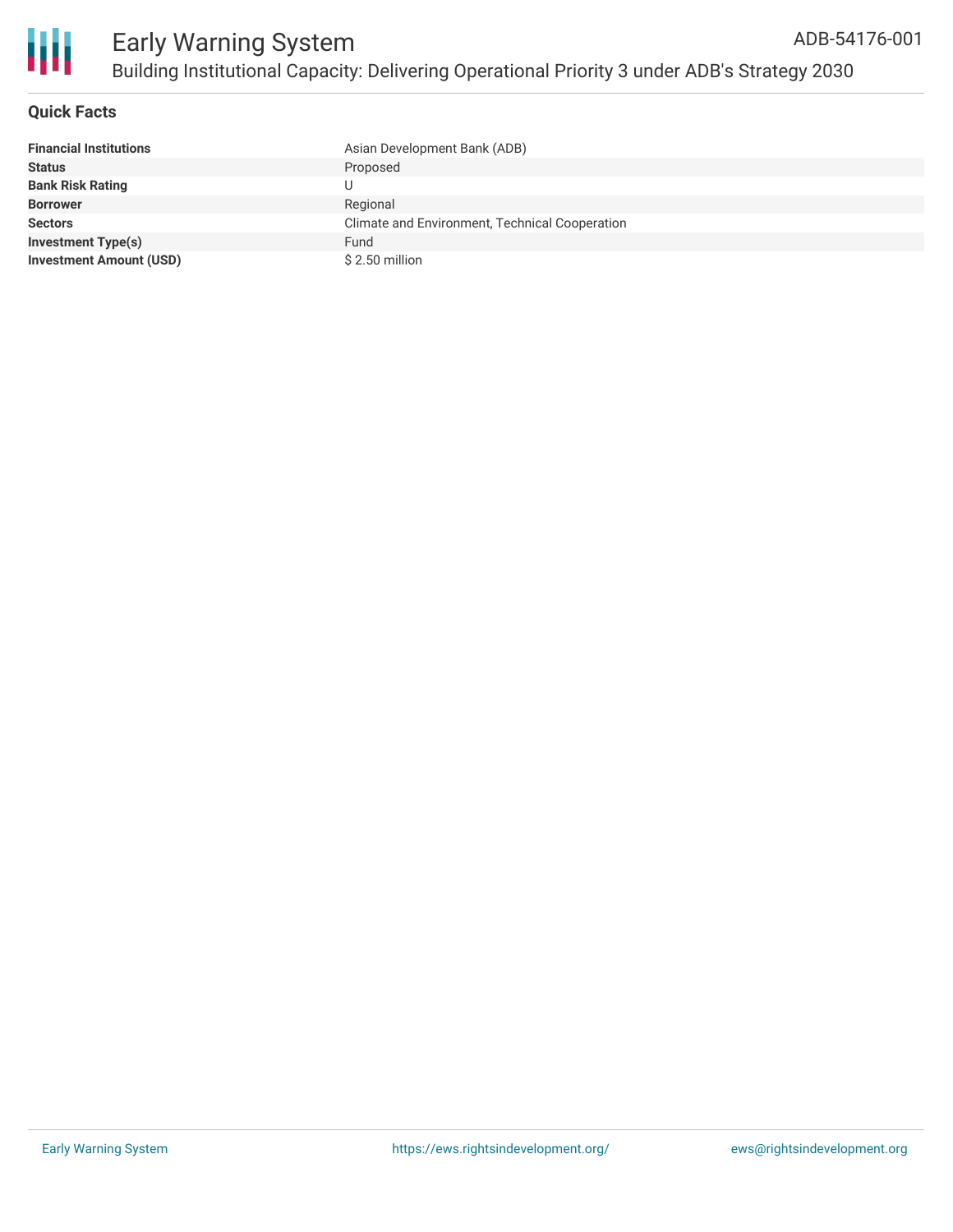# Early Warning System

## Building Institutional Capacity: Delivering Operational Priority 3 under ADB's Strategy 2030

ADB-54176-001

### Quick Facts

| | |
|---|---|
| **Financial Institutions** | Asian Development Bank (ADB) |
| **Status** | Proposed |
| **Bank Risk Rating** | U |
| **Borrower** | Regional |
| **Sectors** | Climate and Environment, Technical Cooperation |
| **Investment Type(s)** | Fund |
| **Investment Amount (USD)** | $ 2.50 million |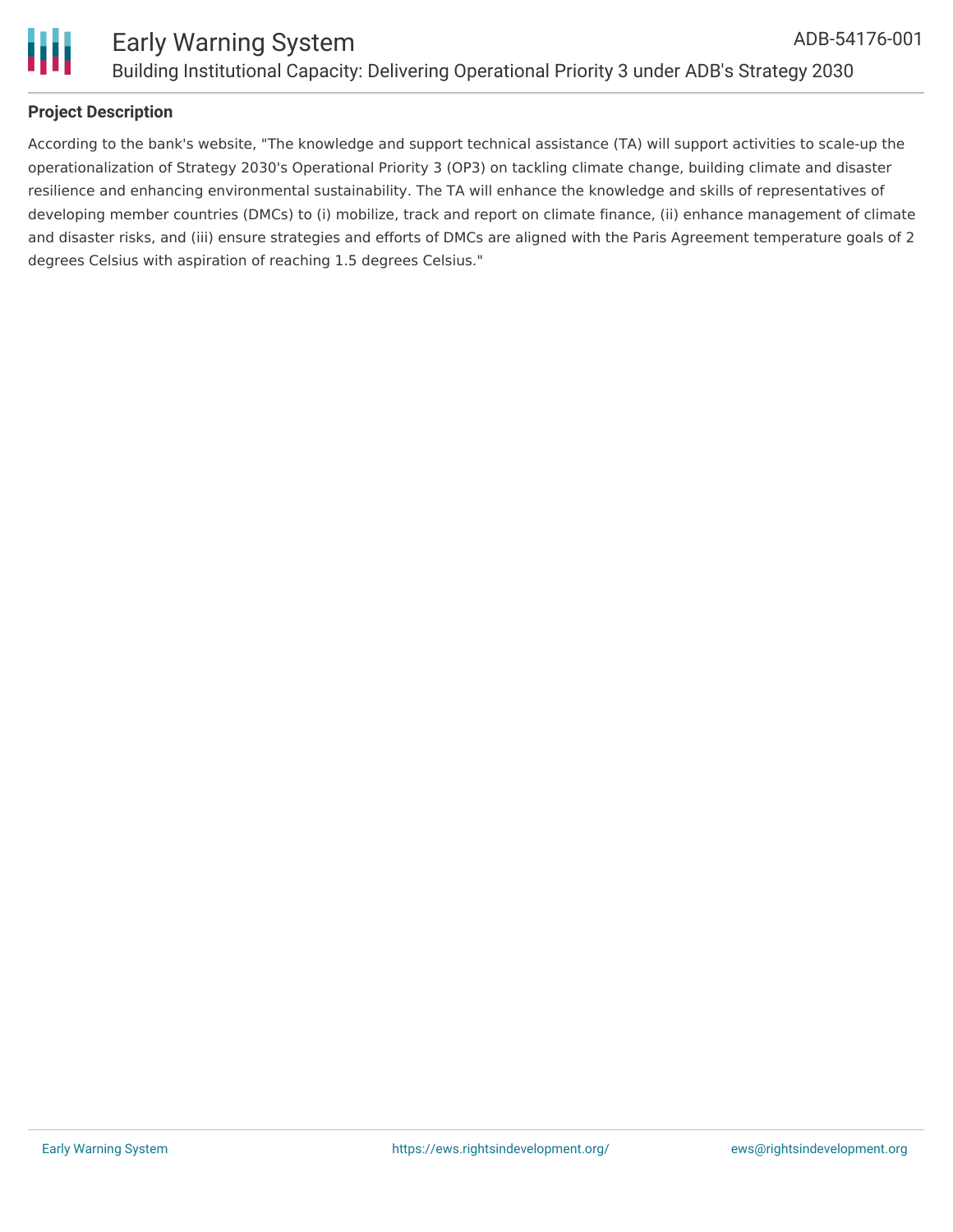### Project Description

According to the bank's website, "The knowledge and support technical assistance (TA) will support activities to scale-up the operationalization of Strategy 2030's Operational Priority 3 (OP3) on tackling climate change, building climate and disaster resilience and enhancing environmental sustainability. The TA will enhance the knowledge and skills of representatives of developing member countries (DMCs) to (i) mobilize, track and report on climate finance, (ii) enhance management of climate and disaster risks, and (iii) ensure strategies and efforts of DMCs are aligned with the Paris Agreement temperature goals of 2 degrees Celsius with aspiration of reaching 1.5 degrees Celsius."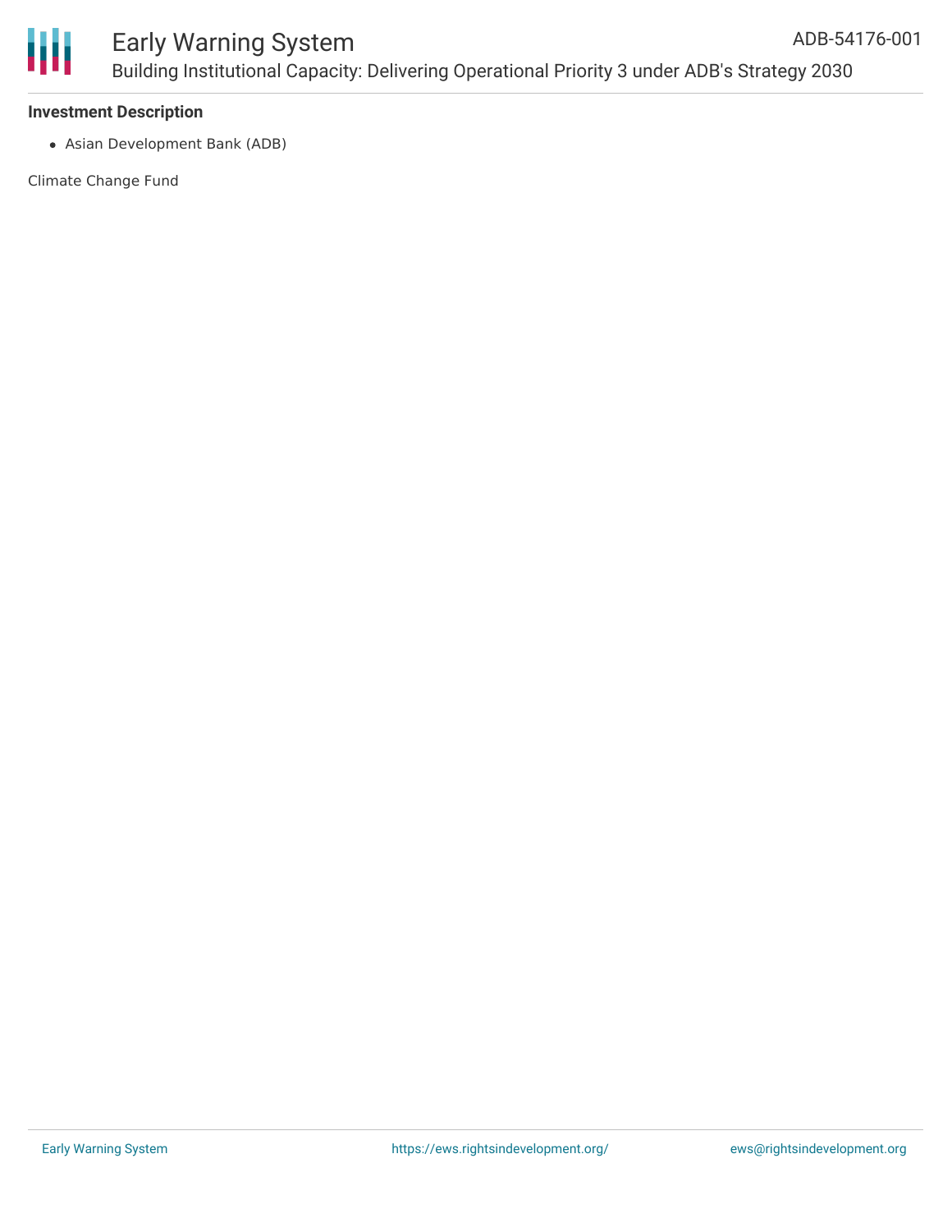**Investment Description**

- Asian Development Bank (ADB)

Climate Change Fund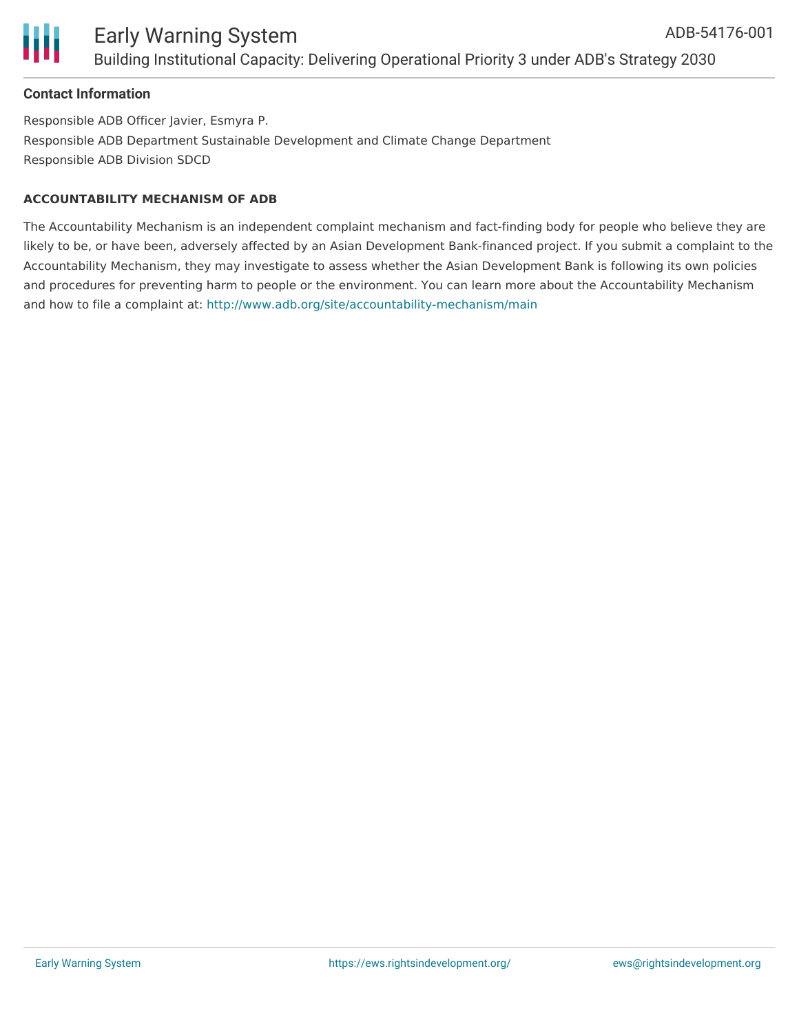## Contact Information

Responsible ADB Officer Javier, Esmyra P.

Responsible ADB Department Sustainable Development and Climate Change Department

Responsible ADB Division SDCD

### ACCOUNTABILITY MECHANISM OF ADB

The Accountability Mechanism is an independent complaint mechanism and fact-finding body for people who believe they are likely to be, or have been, adversely affected by an Asian Development Bank-financed project. If you submit a complaint to the Accountability Mechanism, they may investigate to assess whether the Asian Development Bank is following its own policies and procedures for preventing harm to people or the environment. You can learn more about the Accountability Mechanism and how to file a complaint at: http://www.adb.org/site/accountability-mechanism/main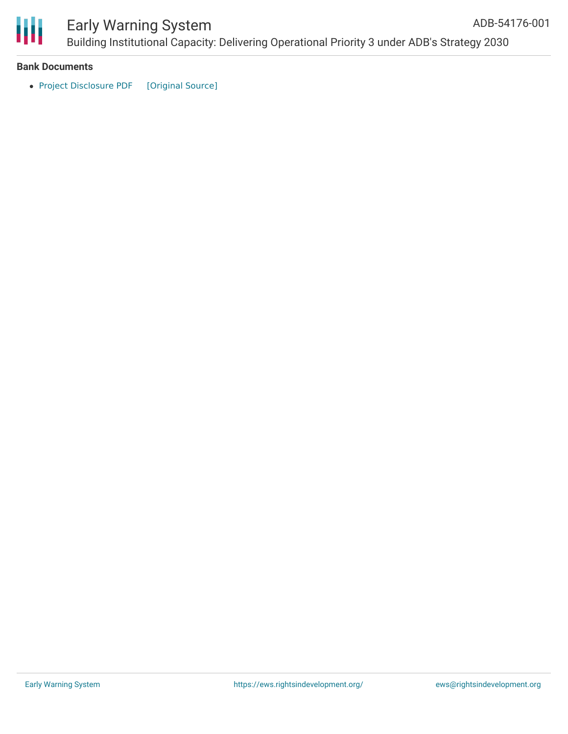**Bank Documents**

- Project Disclosure PDF [Original Source]